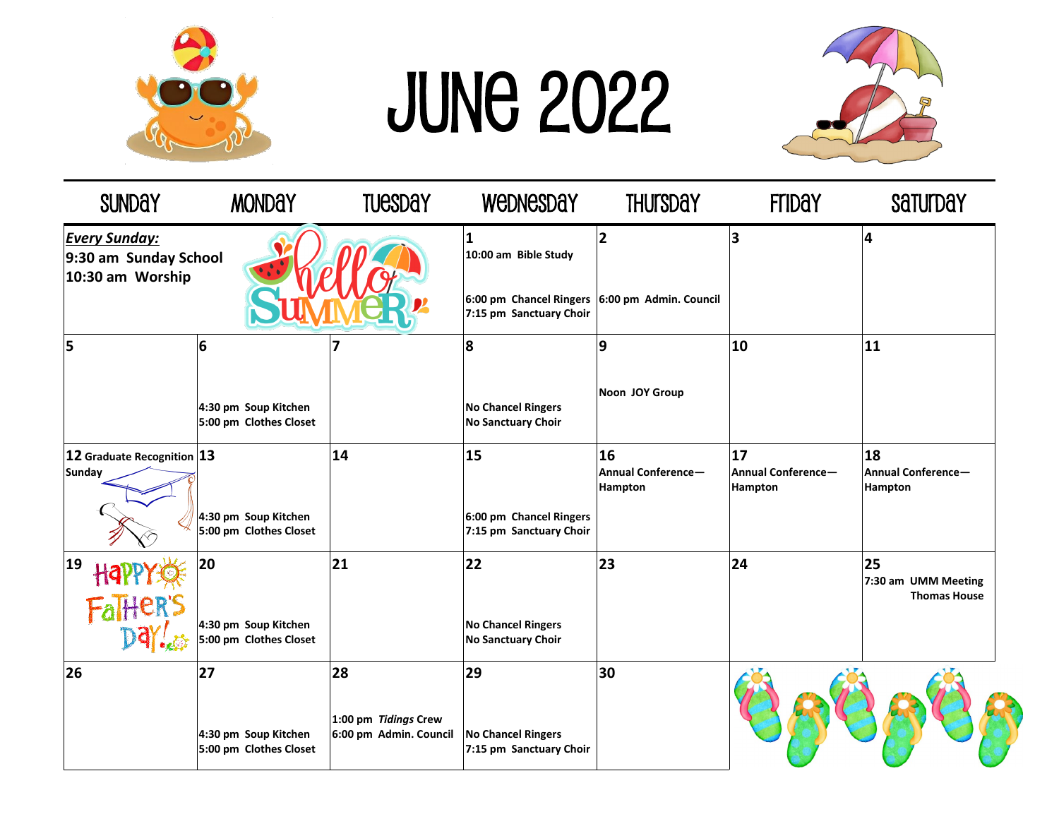# JUNE 2022

| SUNDAY | MONDAY | TUESDAY | WEDNESDAY | THURSDAY | FRIDAY | SATURDAY |
|---|---|---|---|---|---|---|
| ***Every Sunday:*** **9:30 am Sunday School** **10:30 am Worship** | | | **1** 10:00 am Bible Study<br>6:00 pm Chancel Ringers<br>7:15 pm Sanctuary Choir | **2** 6:00 pm Admin. Council | **3** | **4** |
| **5** | **6** 4:30 pm Soup Kitchen<br>5:00 pm Clothes Closet | **7** | **8** No Chancel Ringers<br>No Sanctuary Choir | **9** Noon JOY Group | **10** | **11** |
| **12** Graduate Recognition Sunday | **13** 4:30 pm Soup Kitchen<br>5:00 pm Clothes Closet | **14** | **15** 6:00 pm Chancel Ringers<br>7:15 pm Sanctuary Choir | **16** Annual Conference—Hampton | **17** Annual Conference—Hampton | **18** Annual Conference—Hampton |
| **19** Happy Father's Day! | **20** 4:30 pm Soup Kitchen<br>5:00 pm Clothes Closet | **21** | **22** No Chancel Ringers<br>No Sanctuary Choir | **23** | **24** | **25** 7:30 am UMM Meeting Thomas House |
| **26** | **27** 4:30 pm Soup Kitchen<br>5:00 pm Clothes Closet | **28** 1:00 pm *Tidings* Crew<br>6:00 pm Admin. Council | **29** No Chancel Ringers<br>7:15 pm Sanctuary Choir | **30** | | |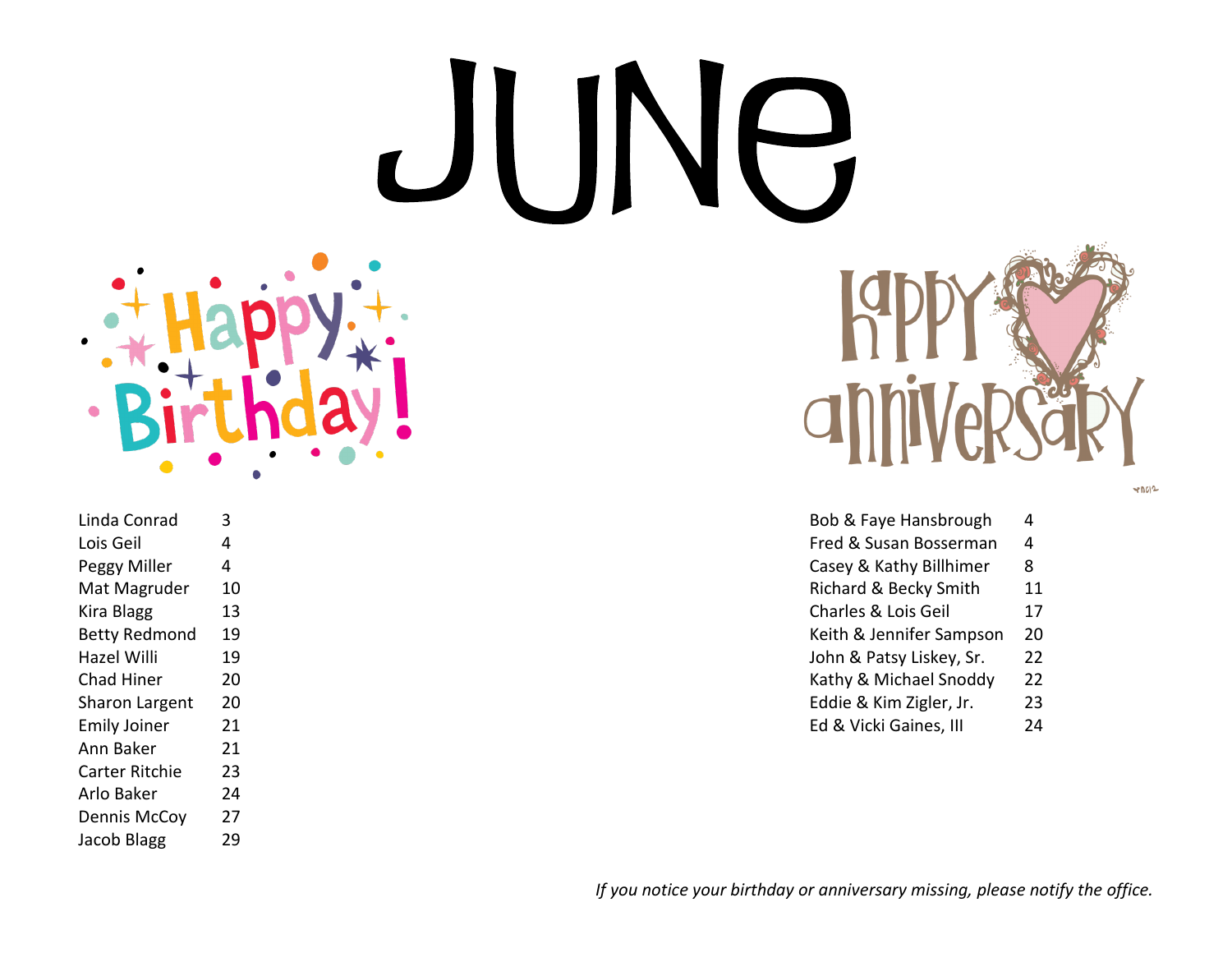# JUNE

## Happy Birthday!

| | |
|---|---|
| Linda Conrad | 3 |
| Lois Geil | 4 |
| Peggy Miller | 4 |
| Mat Magruder | 10 |
| Kira Blagg | 13 |
| Betty Redmond | 19 |
| Hazel Willi | 19 |
| Chad Hiner | 20 |
| Sharon Largent | 20 |
| Emily Joiner | 21 |
| Ann Baker | 21 |
| Carter Ritchie | 23 |
| Arlo Baker | 24 |
| Dennis McCoy | 27 |
| Jacob Blagg | 29 |

## Happy Anniversary

| | |
|---|---|
| Bob & Faye Hansbrough | 4 |
| Fred & Susan Bosserman | 4 |
| Casey & Kathy Billhimer | 8 |
| Richard & Becky Smith | 11 |
| Charles & Lois Geil | 17 |
| Keith & Jennifer Sampson | 20 |
| John & Patsy Liskey, Sr. | 22 |
| Kathy & Michael Snoddy | 22 |
| Eddie & Kim Zigler, Jr. | 23 |
| Ed & Vicki Gaines, III | 24 |

*If you notice your birthday or anniversary missing, please notify the office.*